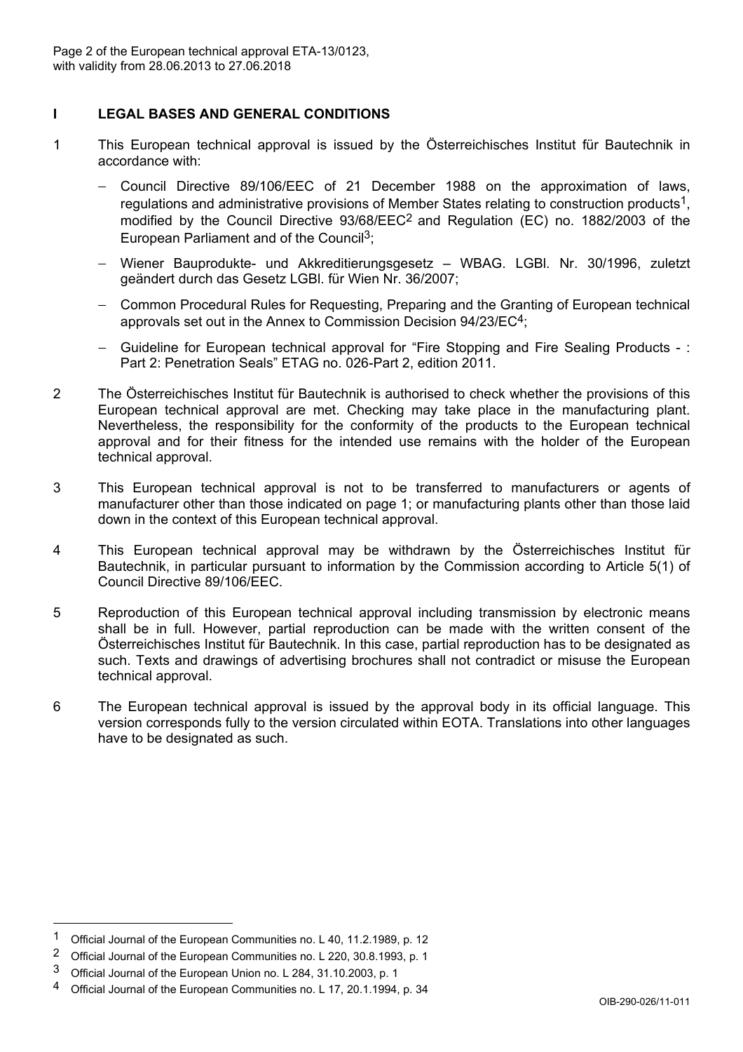# I LEGAL BASES AND GENERAL CONDITIONS

1. This European technical approval is issued by the Österreichisches Institut für Bautechnik in accordance with:

   - Council Directive 89/106/EEC of 21 December 1988 on the approximation of laws, regulations and administrative provisions of Member States relating to construction products[1], modified by the Council Directive 93/68/EEC[2] and Regulation (EC) no. 1882/2003 of the European Parliament and of the Council[3];
   - Wiener Bauprodukte- und Akkreditierungsgesetz – WBAG. LGBl. Nr. 30/1996, zuletzt geändert durch das Gesetz LGBl. für Wien Nr. 36/2007;
   - Common Procedural Rules for Requesting, Preparing and the Granting of European technical approvals set out in the Annex to Commission Decision 94/23/EC[4];
   - Guideline for European technical approval for "Fire Stopping and Fire Sealing Products - : Part 2: Penetration Seals" ETAG no. 026-Part 2, edition 2011.

2. The Österreichisches Institut für Bautechnik is authorised to check whether the provisions of this European technical approval are met. Checking may take place in the manufacturing plant. Nevertheless, the responsibility for the conformity of the products to the European technical approval and for their fitness for the intended use remains with the holder of the European technical approval.

3. This European technical approval is not to be transferred to manufacturers or agents of manufacturer other than those indicated on page 1; or manufacturing plants other than those laid down in the context of this European technical approval.

4. This European technical approval may be withdrawn by the Österreichisches Institut für Bautechnik, in particular pursuant to information by the Commission according to Article 5(1) of Council Directive 89/106/EEC.

5. Reproduction of this European technical approval including transmission by electronic means shall be in full. However, partial reproduction can be made with the written consent of the Österreichisches Institut für Bautechnik. In this case, partial reproduction has to be designated as such. Texts and drawings of advertising brochures shall not contradict or misuse the European technical approval.

6. The European technical approval is issued by the approval body in its official language. This version corresponds fully to the version circulated within EOTA. Translations into other languages have to be designated as such.

---

[1] Official Journal of the European Communities no. L 40, 11.2.1989, p. 12

[2] Official Journal of the European Communities no. L 220, 30.8.1993, p. 1

[3] Official Journal of the European Union no. L 284, 31.10.2003, p. 1

[4] Official Journal of the European Communities no. L 17, 20.1.1994, p. 34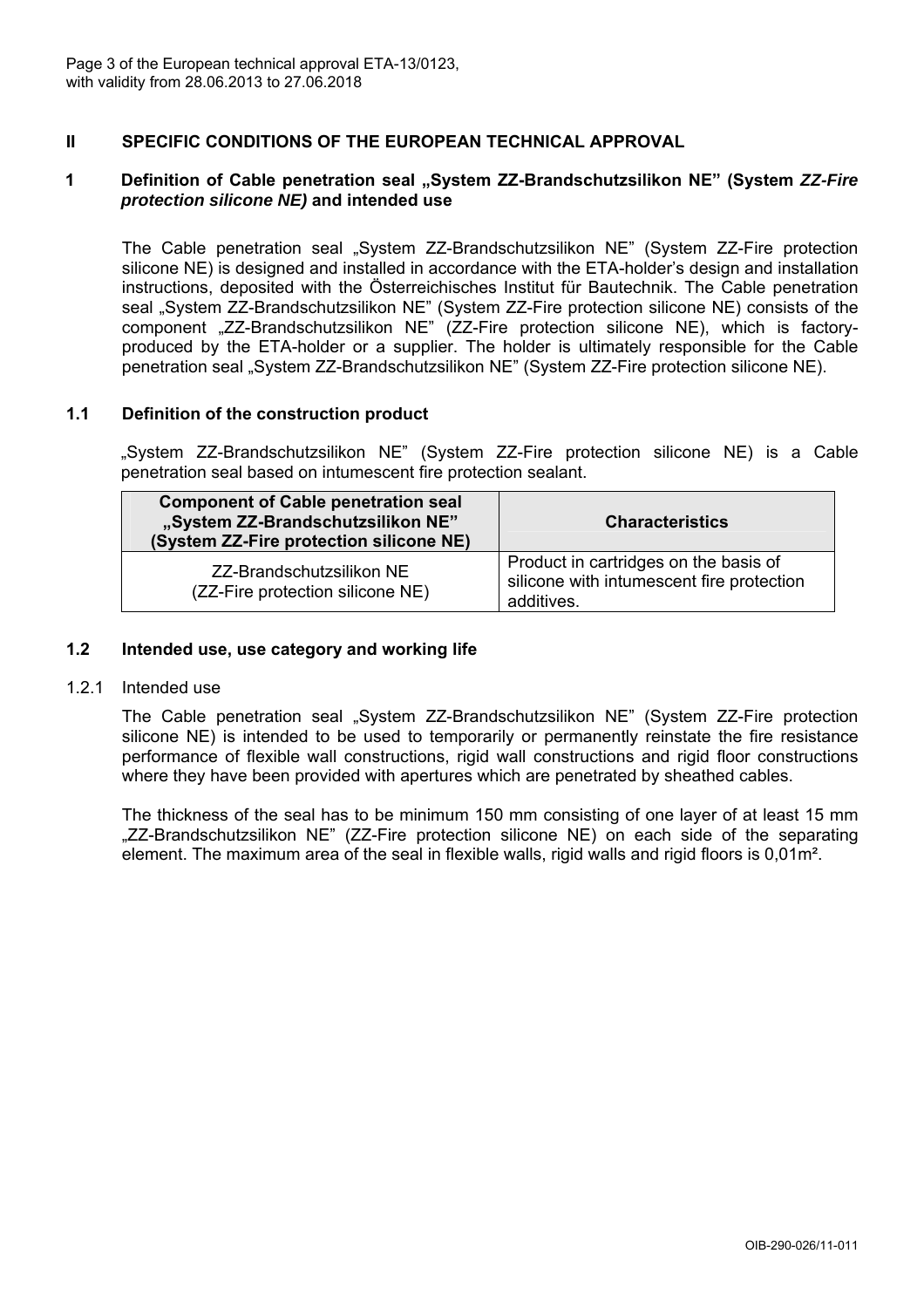## II SPECIFIC CONDITIONS OF THE EUROPEAN TECHNICAL APPROVAL

### 1 Definition of Cable penetration seal „System ZZ-Brandschutzsilikon NE" (System *ZZ-Fire protection silicone NE)* and intended use

The Cable penetration seal „System ZZ-Brandschutzsilikon NE" (System ZZ-Fire protection silicone NE) is designed and installed in accordance with the ETA-holder's design and installation instructions, deposited with the Österreichisches Institut für Bautechnik. The Cable penetration seal „System ZZ-Brandschutzsilikon NE" (System ZZ-Fire protection silicone NE) consists of the component „ZZ-Brandschutzsilikon NE" (ZZ-Fire protection silicone NE), which is factory-produced by the ETA-holder or a supplier. The holder is ultimately responsible for the Cable penetration seal „System ZZ-Brandschutzsilikon NE" (System ZZ-Fire protection silicone NE).

### 1.1 Definition of the construction product

„System ZZ-Brandschutzsilikon NE" (System ZZ-Fire protection silicone NE) is a Cable penetration seal based on intumescent fire protection sealant.

| Component of Cable penetration seal „System ZZ-Brandschutzsilikon NE" (System ZZ-Fire protection silicone NE) | Characteristics |
|---|---|
| ZZ-Brandschutzsilikon NE (ZZ-Fire protection silicone NE) | Product in cartridges on the basis of silicone with intumescent fire protection additives. |

### 1.2 Intended use, use category and working life

1.2.1 Intended use

The Cable penetration seal „System ZZ-Brandschutzsilikon NE" (System ZZ-Fire protection silicone NE) is intended to be used to temporarily or permanently reinstate the fire resistance performance of flexible wall constructions, rigid wall constructions and rigid floor constructions where they have been provided with apertures which are penetrated by sheathed cables.

The thickness of the seal has to be minimum 150 mm consisting of one layer of at least 15 mm „ZZ-Brandschutzsilikon NE" (ZZ-Fire protection silicone NE) on each side of the separating element. The maximum area of the seal in flexible walls, rigid walls and rigid floors is 0,01m².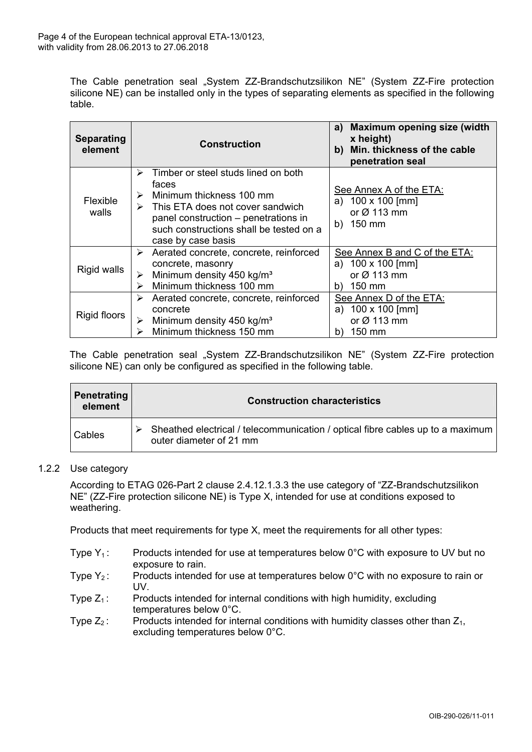The Cable penetration seal „System ZZ-Brandschutzsilikon NE" (System ZZ-Fire protection silicone NE) can be installed only in the types of separating elements as specified in the following table.

| Separating element | Construction | a) Maximum opening size (width x height)<br>b) Min. thickness of the cable penetration seal |
|---|---|---|
| Flexible walls | ➢ Timber or steel studs lined on both faces<br>➢ Minimum thickness 100 mm<br>➢ This ETA does not cover sandwich panel construction – penetrations in such constructions shall be tested on a case by case basis | See Annex A of the ETA:<br>a) 100 x 100 [mm] or Ø 113 mm<br>b) 150 mm |
| Rigid walls | ➢ Aerated concrete, concrete, reinforced concrete, masonry<br>➢ Minimum density 450 kg/m³<br>➢ Minimum thickness 100 mm | See Annex B and C of the ETA:<br>a) 100 x 100 [mm] or Ø 113 mm<br>b) 150 mm |
| Rigid floors | ➢ Aerated concrete, concrete, reinforced concrete<br>➢ Minimum density 450 kg/m³<br>➢ Minimum thickness 150 mm | See Annex D of the ETA:<br>a) 100 x 100 [mm] or Ø 113 mm<br>b) 150 mm |

The Cable penetration seal „System ZZ-Brandschutzsilikon NE" (System ZZ-Fire protection silicone NE) can only be configured as specified in the following table.

| Penetrating element | Construction characteristics |
|---|---|
| Cables | ➢ Sheathed electrical / telecommunication / optical fibre cables up to a maximum outer diameter of 21 mm |

1.2.2 Use category

According to ETAG 026-Part 2 clause 2.4.12.1.3.3 the use category of "ZZ-Brandschutzsilikon NE" (ZZ-Fire protection silicone NE) is Type X, intended for use at conditions exposed to weathering.

Products that meet requirements for type X, meet the requirements for all other types:

- Type $Y_1$ : Products intended for use at temperatures below 0°C with exposure to UV but no exposure to rain.
- Type $Y_2$ : Products intended for use at temperatures below 0°C with no exposure to rain or UV.
- Type $Z_1$ : Products intended for internal conditions with high humidity, excluding temperatures below 0°C.
- Type $Z_2$ : Products intended for internal conditions with humidity classes other than $Z_1$, excluding temperatures below 0°C.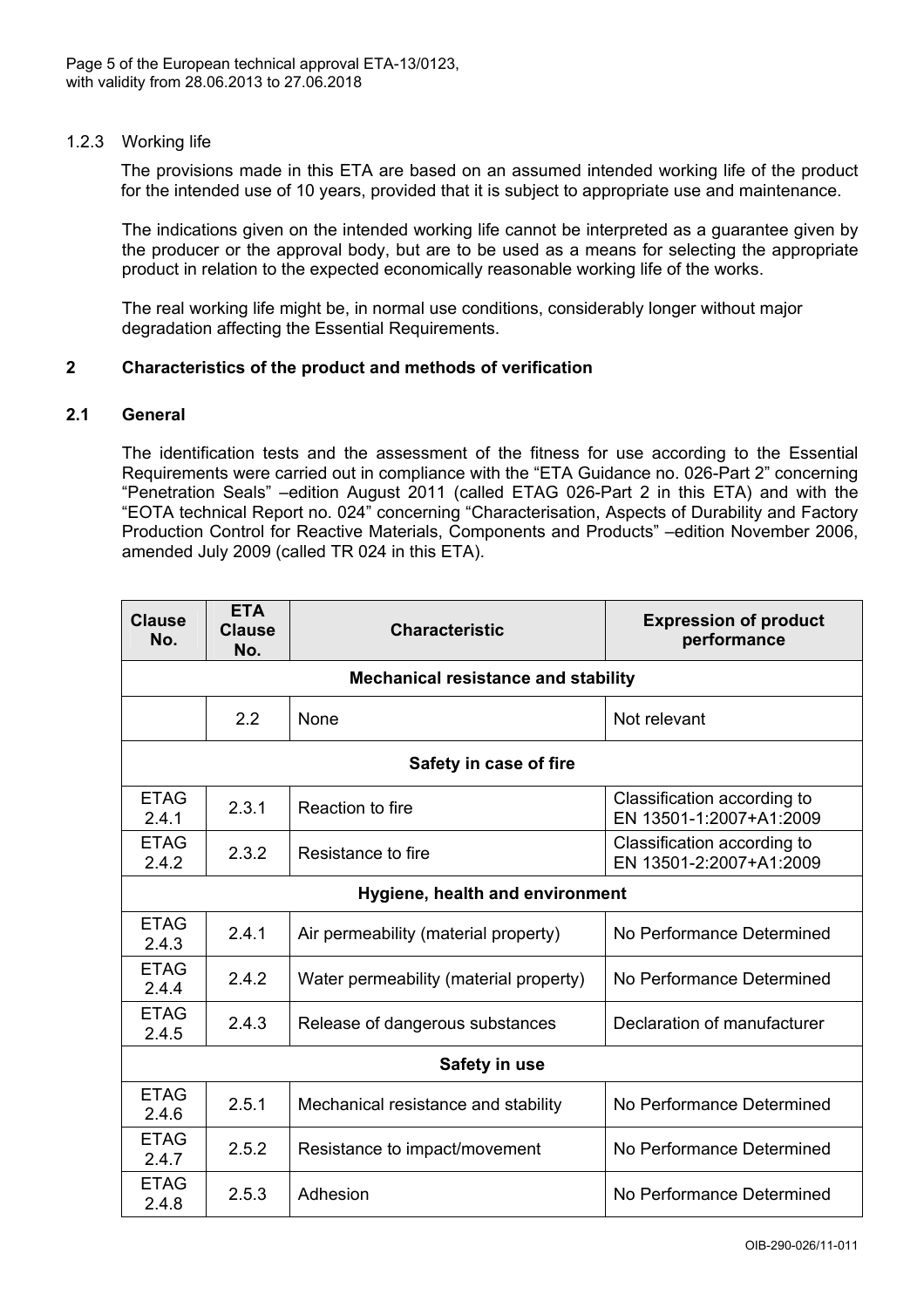1.2.3 Working life

The provisions made in this ETA are based on an assumed intended working life of the product for the intended use of 10 years, provided that it is subject to appropriate use and maintenance.

The indications given on the intended working life cannot be interpreted as a guarantee given by the producer or the approval body, but are to be used as a means for selecting the appropriate product in relation to the expected economically reasonable working life of the works.

The real working life might be, in normal use conditions, considerably longer without major degradation affecting the Essential Requirements.

## 2 Characteristics of the product and methods of verification

### 2.1 General

The identification tests and the assessment of the fitness for use according to the Essential Requirements were carried out in compliance with the "ETA Guidance no. 026-Part 2" concerning "Penetration Seals" –edition August 2011 (called ETAG 026-Part 2 in this ETA) and with the "EOTA technical Report no. 024" concerning "Characterisation, Aspects of Durability and Factory Production Control for Reactive Materials, Components and Products" –edition November 2006, amended July 2009 (called TR 024 in this ETA).

| Clause No. | ETA Clause No. | Characteristic | Expression of product performance |
|---|---|---|---|
| **Mechanical resistance and stability** | | | |
| | 2.2 | None | Not relevant |
| **Safety in case of fire** | | | |
| ETAG 2.4.1 | 2.3.1 | Reaction to fire | Classification according to EN 13501-1:2007+A1:2009 |
| ETAG 2.4.2 | 2.3.2 | Resistance to fire | Classification according to EN 13501-2:2007+A1:2009 |
| **Hygiene, health and environment** | | | |
| ETAG 2.4.3 | 2.4.1 | Air permeability (material property) | No Performance Determined |
| ETAG 2.4.4 | 2.4.2 | Water permeability (material property) | No Performance Determined |
| ETAG 2.4.5 | 2.4.3 | Release of dangerous substances | Declaration of manufacturer |
| **Safety in use** | | | |
| ETAG 2.4.6 | 2.5.1 | Mechanical resistance and stability | No Performance Determined |
| ETAG 2.4.7 | 2.5.2 | Resistance to impact/movement | No Performance Determined |
| ETAG 2.4.8 | 2.5.3 | Adhesion | No Performance Determined |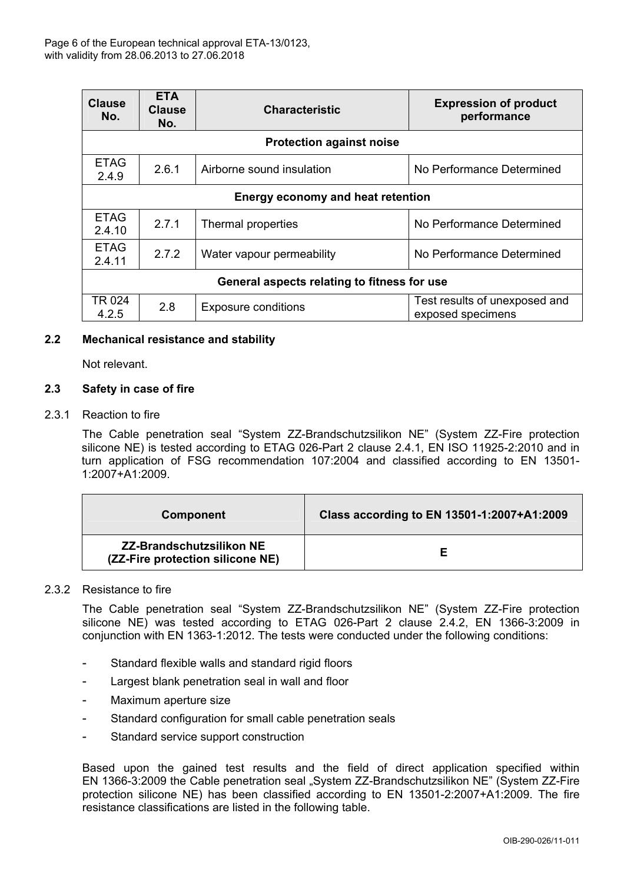| Clause No. | ETA Clause No. | Characteristic | Expression of product performance |
|---|---|---|---|
| **Protection against noise** | | | |
| ETAG 2.4.9 | 2.6.1 | Airborne sound insulation | No Performance Determined |
| **Energy economy and heat retention** | | | |
| ETAG 2.4.10 | 2.7.1 | Thermal properties | No Performance Determined |
| ETAG 2.4.11 | 2.7.2 | Water vapour permeability | No Performance Determined |
| **General aspects relating to fitness for use** | | | |
| TR 024 4.2.5 | 2.8 | Exposure conditions | Test results of unexposed and exposed specimens |

## 2.2 Mechanical resistance and stability

Not relevant.

## 2.3 Safety in case of fire

### 2.3.1 Reaction to fire

The Cable penetration seal "System ZZ-Brandschutzsilikon NE" (System ZZ-Fire protection silicone NE) is tested according to ETAG 026-Part 2 clause 2.4.1, EN ISO 11925-2:2010 and in turn application of FSG recommendation 107:2004 and classified according to EN 13501-1:2007+A1:2009.

| Component | Class according to EN 13501-1:2007+A1:2009 |
|---|---|
| **ZZ-Brandschutzsilikon NE (ZZ-Fire protection silicone NE)** | **E** |

### 2.3.2 Resistance to fire

The Cable penetration seal "System ZZ-Brandschutzsilikon NE" (System ZZ-Fire protection silicone NE) was tested according to ETAG 026-Part 2 clause 2.4.2, EN 1366-3:2009 in conjunction with EN 1363-1:2012. The tests were conducted under the following conditions:

- Standard flexible walls and standard rigid floors
- Largest blank penetration seal in wall and floor
- Maximum aperture size
- Standard configuration for small cable penetration seals
- Standard service support construction

Based upon the gained test results and the field of direct application specified within EN 1366-3:2009 the Cable penetration seal „System ZZ-Brandschutzsilikon NE" (System ZZ-Fire protection silicone NE) has been classified according to EN 13501-2:2007+A1:2009. The fire resistance classifications are listed in the following table.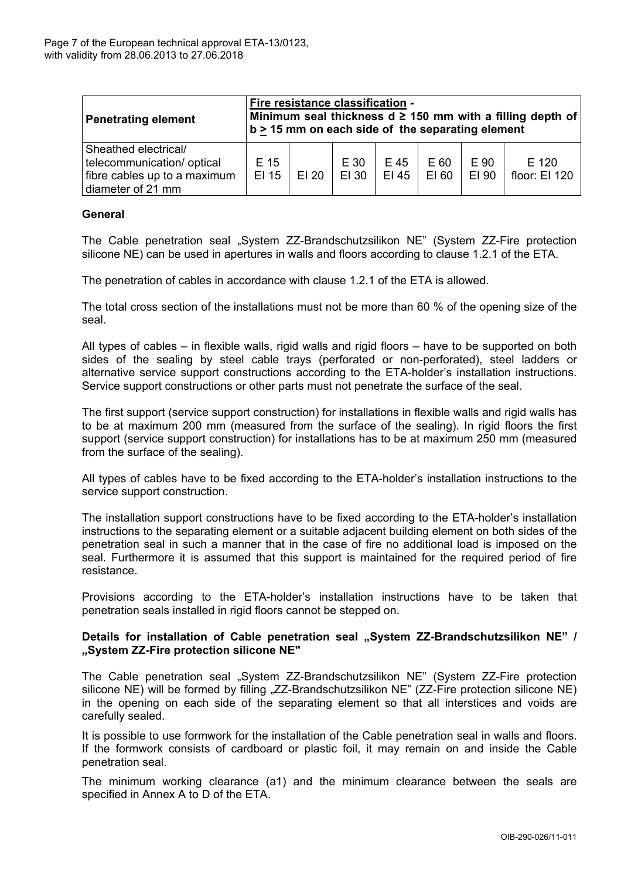| Penetrating element | Fire resistance classification - Minimum seal thickness d ≥ 150 mm with a filling depth of b ≥ 15 mm on each side of the separating element | | | | | | |
|---|---|---|---|---|---|---|---|
| Sheathed electrical/ telecommunication/ optical fibre cables up to a maximum diameter of 21 mm | E 15 EI 15 | EI 20 | E 30 EI 30 | E 45 EI 45 | E 60 EI 60 | E 90 EI 90 | E 120 floor: EI 120 |

**General**

The Cable penetration seal „System ZZ-Brandschutzsilikon NE" (System ZZ-Fire protection silicone NE) can be used in apertures in walls and floors according to clause 1.2.1 of the ETA.

The penetration of cables in accordance with clause 1.2.1 of the ETA is allowed.

The total cross section of the installations must not be more than 60 % of the opening size of the seal.

All types of cables – in flexible walls, rigid walls and rigid floors – have to be supported on both sides of the sealing by steel cable trays (perforated or non-perforated), steel ladders or alternative service support constructions according to the ETA-holder's installation instructions. Service support constructions or other parts must not penetrate the surface of the seal.

The first support (service support construction) for installations in flexible walls and rigid walls has to be at maximum 200 mm (measured from the surface of the sealing). In rigid floors the first support (service support construction) for installations has to be at maximum 250 mm (measured from the surface of the sealing).

All types of cables have to be fixed according to the ETA-holder's installation instructions to the service support construction.

The installation support constructions have to be fixed according to the ETA-holder's installation instructions to the separating element or a suitable adjacent building element on both sides of the penetration seal in such a manner that in the case of fire no additional load is imposed on the seal. Furthermore it is assumed that this support is maintained for the required period of fire resistance.

Provisions according to the ETA-holder's installation instructions have to be taken that penetration seals installed in rigid floors cannot be stepped on.

**Details for installation of Cable penetration seal „System ZZ-Brandschutzsilikon NE" / „System ZZ-Fire protection silicone NE"**

The Cable penetration seal „System ZZ-Brandschutzsilikon NE" (System ZZ-Fire protection silicone NE) will be formed by filling „ZZ-Brandschutzsilikon NE" (ZZ-Fire protection silicone NE) in the opening on each side of the separating element so that all interstices and voids are carefully sealed.

It is possible to use formwork for the installation of the Cable penetration seal in walls and floors. If the formwork consists of cardboard or plastic foil, it may remain on and inside the Cable penetration seal.

The minimum working clearance (a1) and the minimum clearance between the seals are specified in Annex A to D of the ETA.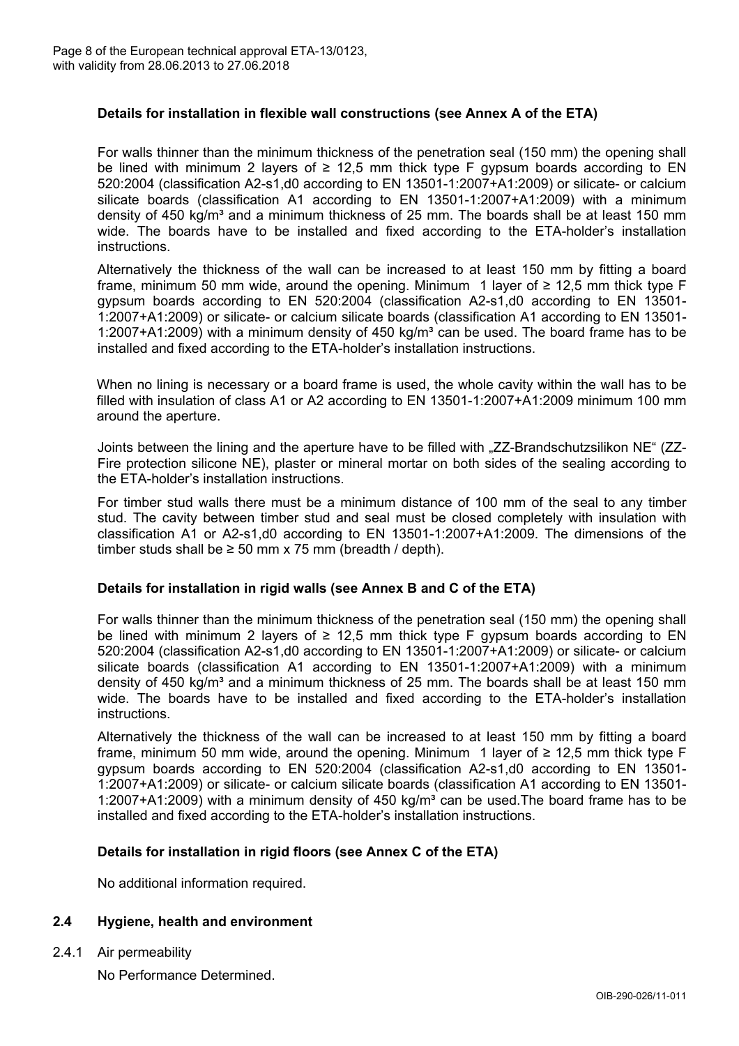### Details for installation in flexible wall constructions (see Annex A of the ETA)

For walls thinner than the minimum thickness of the penetration seal (150 mm) the opening shall be lined with minimum 2 layers of ≥ 12,5 mm thick type F gypsum boards according to EN 520:2004 (classification A2-s1,d0 according to EN 13501-1:2007+A1:2009) or silicate- or calcium silicate boards (classification A1 according to EN 13501-1:2007+A1:2009) with a minimum density of 450 kg/m³ and a minimum thickness of 25 mm. The boards shall be at least 150 mm wide. The boards have to be installed and fixed according to the ETA-holder's installation instructions.

Alternatively the thickness of the wall can be increased to at least 150 mm by fitting a board frame, minimum 50 mm wide, around the opening. Minimum 1 layer of ≥ 12,5 mm thick type F gypsum boards according to EN 520:2004 (classification A2-s1,d0 according to EN 13501-1:2007+A1:2009) or silicate- or calcium silicate boards (classification A1 according to EN 13501-1:2007+A1:2009) with a minimum density of 450 kg/m³ can be used. The board frame has to be installed and fixed according to the ETA-holder's installation instructions.

When no lining is necessary or a board frame is used, the whole cavity within the wall has to be filled with insulation of class A1 or A2 according to EN 13501-1:2007+A1:2009 minimum 100 mm around the aperture.

Joints between the lining and the aperture have to be filled with „ZZ-Brandschutzsilikon NE" (ZZ-Fire protection silicone NE), plaster or mineral mortar on both sides of the sealing according to the ETA-holder's installation instructions.

For timber stud walls there must be a minimum distance of 100 mm of the seal to any timber stud. The cavity between timber stud and seal must be closed completely with insulation with classification A1 or A2-s1,d0 according to EN 13501-1:2007+A1:2009. The dimensions of the timber studs shall be ≥ 50 mm x 75 mm (breadth / depth).

### Details for installation in rigid walls (see Annex B and C of the ETA)

For walls thinner than the minimum thickness of the penetration seal (150 mm) the opening shall be lined with minimum 2 layers of ≥ 12,5 mm thick type F gypsum boards according to EN 520:2004 (classification A2-s1,d0 according to EN 13501-1:2007+A1:2009) or silicate- or calcium silicate boards (classification A1 according to EN 13501-1:2007+A1:2009) with a minimum density of 450 kg/m³ and a minimum thickness of 25 mm. The boards shall be at least 150 mm wide. The boards have to be installed and fixed according to the ETA-holder's installation instructions.

Alternatively the thickness of the wall can be increased to at least 150 mm by fitting a board frame, minimum 50 mm wide, around the opening. Minimum 1 layer of ≥ 12,5 mm thick type F gypsum boards according to EN 520:2004 (classification A2-s1,d0 according to EN 13501-1:2007+A1:2009) or silicate- or calcium silicate boards (classification A1 according to EN 13501-1:2007+A1:2009) with a minimum density of 450 kg/m³ can be used.The board frame has to be installed and fixed according to the ETA-holder's installation instructions.

### Details for installation in rigid floors (see Annex C of the ETA)

No additional information required.

## 2.4 Hygiene, health and environment

2.4.1 Air permeability

No Performance Determined.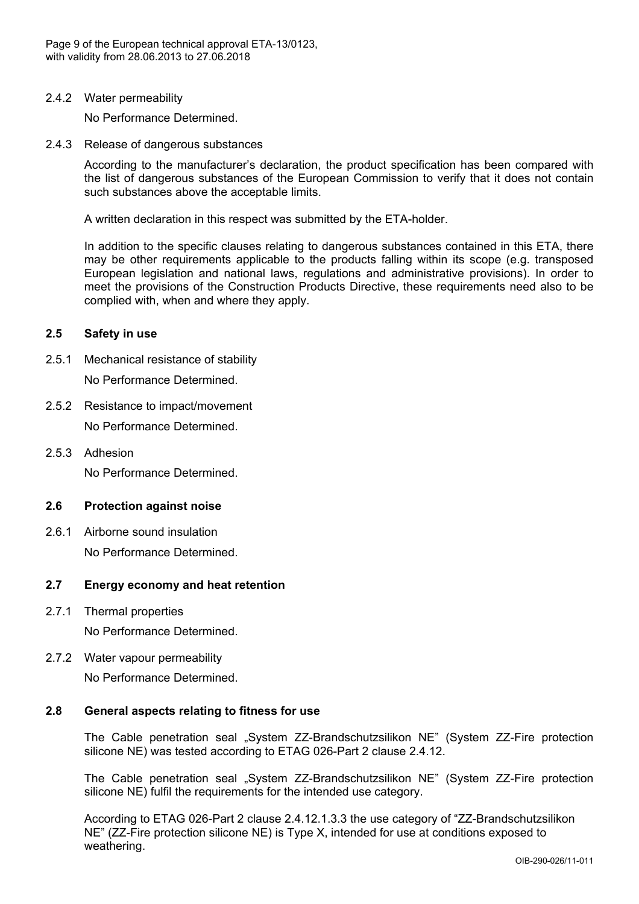2.4.2 Water permeability

No Performance Determined.

2.4.3 Release of dangerous substances

According to the manufacturer's declaration, the product specification has been compared with the list of dangerous substances of the European Commission to verify that it does not contain such substances above the acceptable limits.

A written declaration in this respect was submitted by the ETA-holder.

In addition to the specific clauses relating to dangerous substances contained in this ETA, there may be other requirements applicable to the products falling within its scope (e.g. transposed European legislation and national laws, regulations and administrative provisions). In order to meet the provisions of the Construction Products Directive, these requirements need also to be complied with, when and where they apply.

## 2.5 Safety in use

2.5.1 Mechanical resistance of stability

No Performance Determined.

2.5.2 Resistance to impact/movement

No Performance Determined.

2.5.3 Adhesion

No Performance Determined.

## 2.6 Protection against noise

2.6.1 Airborne sound insulation

No Performance Determined.

## 2.7 Energy economy and heat retention

2.7.1 Thermal properties

No Performance Determined.

2.7.2 Water vapour permeability

No Performance Determined.

## 2.8 General aspects relating to fitness for use

The Cable penetration seal „System ZZ-Brandschutzsilikon NE" (System ZZ-Fire protection silicone NE) was tested according to ETAG 026-Part 2 clause 2.4.12.

The Cable penetration seal „System ZZ-Brandschutzsilikon NE" (System ZZ-Fire protection silicone NE) fulfil the requirements for the intended use category.

According to ETAG 026-Part 2 clause 2.4.12.1.3.3 the use category of "ZZ-Brandschutzsilikon NE" (ZZ-Fire protection silicone NE) is Type X, intended for use at conditions exposed to weathering.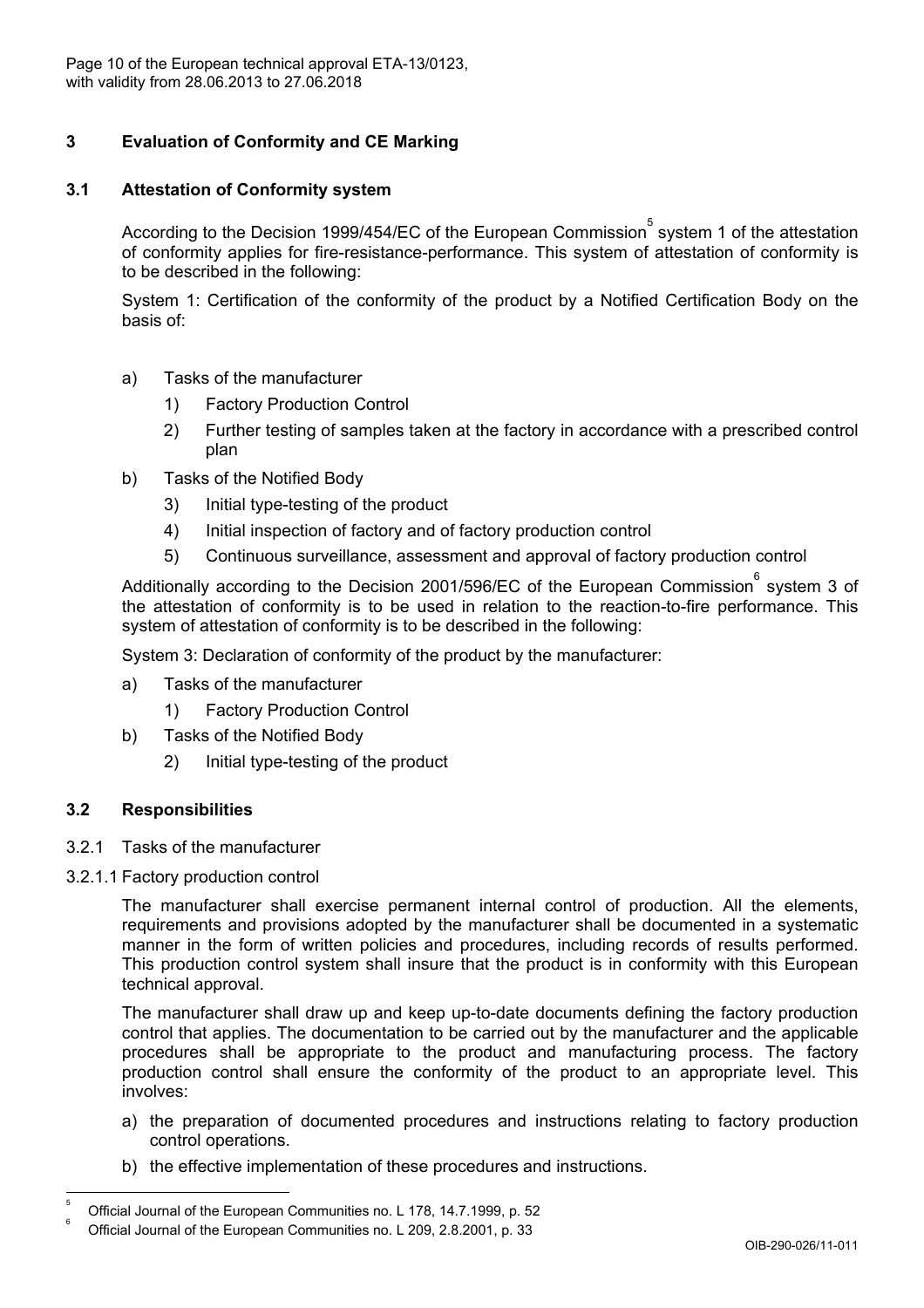## 3 Evaluation of Conformity and CE Marking

### 3.1 Attestation of Conformity system

According to the Decision 1999/454/EC of the European Commission[5] system 1 of the attestation of conformity applies for fire-resistance-performance. This system of attestation of conformity is to be described in the following:

System 1: Certification of the conformity of the product by a Notified Certification Body on the basis of:

a) Tasks of the manufacturer
   1) Factory Production Control
   2) Further testing of samples taken at the factory in accordance with a prescribed control plan

b) Tasks of the Notified Body
   3) Initial type-testing of the product
   4) Initial inspection of factory and of factory production control
   5) Continuous surveillance, assessment and approval of factory production control

Additionally according to the Decision 2001/596/EC of the European Commission[6] system 3 of the attestation of conformity is to be used in relation to the reaction-to-fire performance. This system of attestation of conformity is to be described in the following:

System 3: Declaration of conformity of the product by the manufacturer:

a) Tasks of the manufacturer
   1) Factory Production Control

b) Tasks of the Notified Body
   2) Initial type-testing of the product

### 3.2 Responsibilities

3.2.1 Tasks of the manufacturer

3.2.1.1 Factory production control

The manufacturer shall exercise permanent internal control of production. All the elements, requirements and provisions adopted by the manufacturer shall be documented in a systematic manner in the form of written policies and procedures, including records of results performed. This production control system shall insure that the product is in conformity with this European technical approval.

The manufacturer shall draw up and keep up-to-date documents defining the factory production control that applies. The documentation to be carried out by the manufacturer and the applicable procedures shall be appropriate to the product and manufacturing process. The factory production control shall ensure the conformity of the product to an appropriate level. This involves:

a) the preparation of documented procedures and instructions relating to factory production control operations.

b) the effective implementation of these procedures and instructions.

---

[5] Official Journal of the European Communities no. L 178, 14.7.1999, p. 52

[6] Official Journal of the European Communities no. L 209, 2.8.2001, p. 33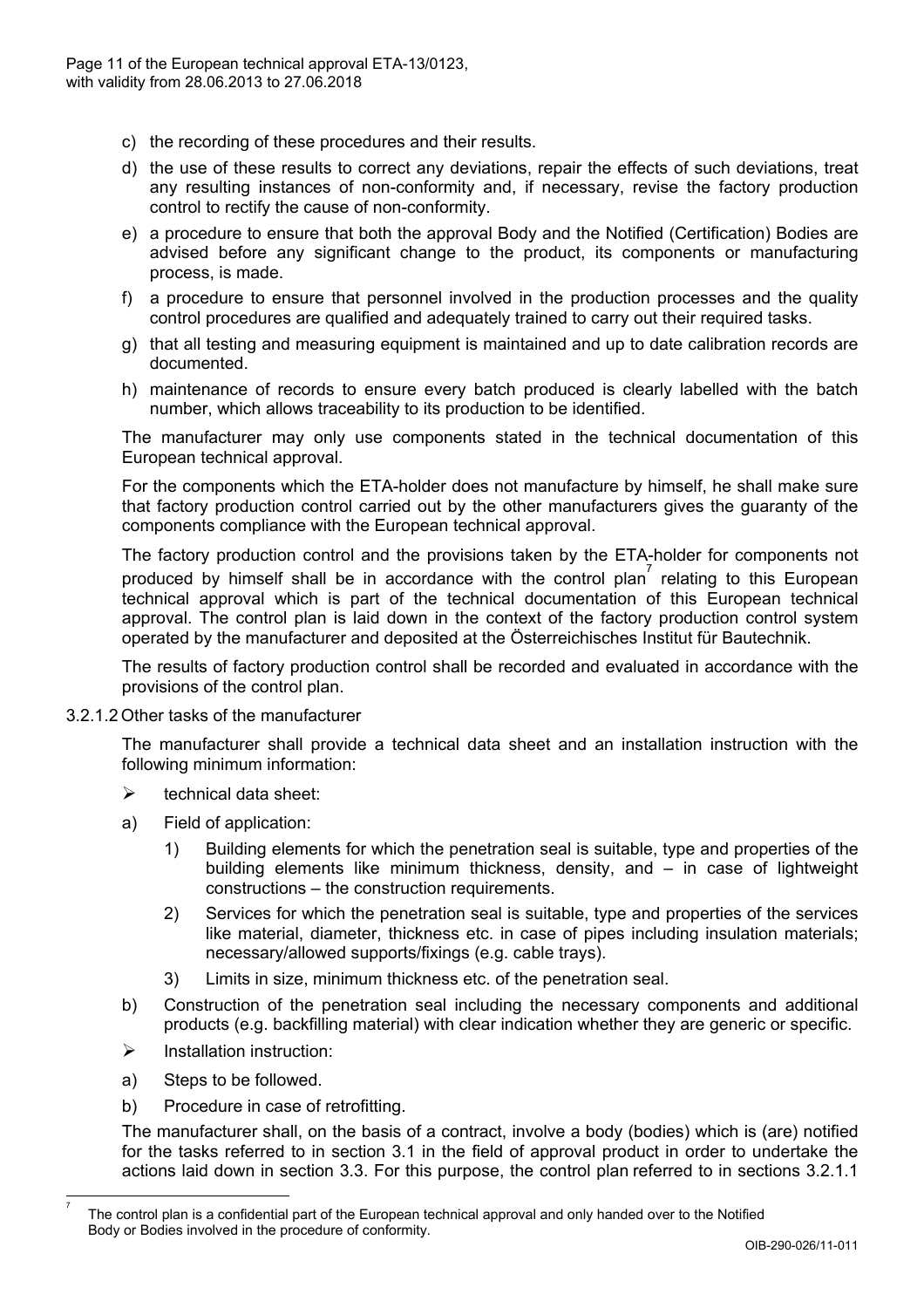c) the recording of these procedures and their results.

d) the use of these results to correct any deviations, repair the effects of such deviations, treat any resulting instances of non-conformity and, if necessary, revise the factory production control to rectify the cause of non-conformity.

e) a procedure to ensure that both the approval Body and the Notified (Certification) Bodies are advised before any significant change to the product, its components or manufacturing process, is made.

f) a procedure to ensure that personnel involved in the production processes and the quality control procedures are qualified and adequately trained to carry out their required tasks.

g) that all testing and measuring equipment is maintained and up to date calibration records are documented.

h) maintenance of records to ensure every batch produced is clearly labelled with the batch number, which allows traceability to its production to be identified.

The manufacturer may only use components stated in the technical documentation of this European technical approval.

For the components which the ETA-holder does not manufacture by himself, he shall make sure that factory production control carried out by the other manufacturers gives the guaranty of the components compliance with the European technical approval.

The factory production control and the provisions taken by the ETA-holder for components not produced by himself shall be in accordance with the control plan[7] relating to this European technical approval which is part of the technical documentation of this European technical approval. The control plan is laid down in the context of the factory production control system operated by the manufacturer and deposited at the Österreichisches Institut für Bautechnik.

The results of factory production control shall be recorded and evaluated in accordance with the provisions of the control plan.

3.2.1.2 Other tasks of the manufacturer

The manufacturer shall provide a technical data sheet and an installation instruction with the following minimum information:

- technical data sheet:

a) Field of application:

   1) Building elements for which the penetration seal is suitable, type and properties of the building elements like minimum thickness, density, and – in case of lightweight constructions – the construction requirements.

   2) Services for which the penetration seal is suitable, type and properties of the services like material, diameter, thickness etc. in case of pipes including insulation materials; necessary/allowed supports/fixings (e.g. cable trays).

   3) Limits in size, minimum thickness etc. of the penetration seal.

b) Construction of the penetration seal including the necessary components and additional products (e.g. backfilling material) with clear indication whether they are generic or specific.

- Installation instruction:

a) Steps to be followed.

b) Procedure in case of retrofitting.

The manufacturer shall, on the basis of a contract, involve a body (bodies) which is (are) notified for the tasks referred to in section 3.1 in the field of approval product in order to undertake the actions laid down in section 3.3. For this purpose, the control plan referred to in sections 3.2.1.1

[7] The control plan is a confidential part of the European technical approval and only handed over to the Notified Body or Bodies involved in the procedure of conformity.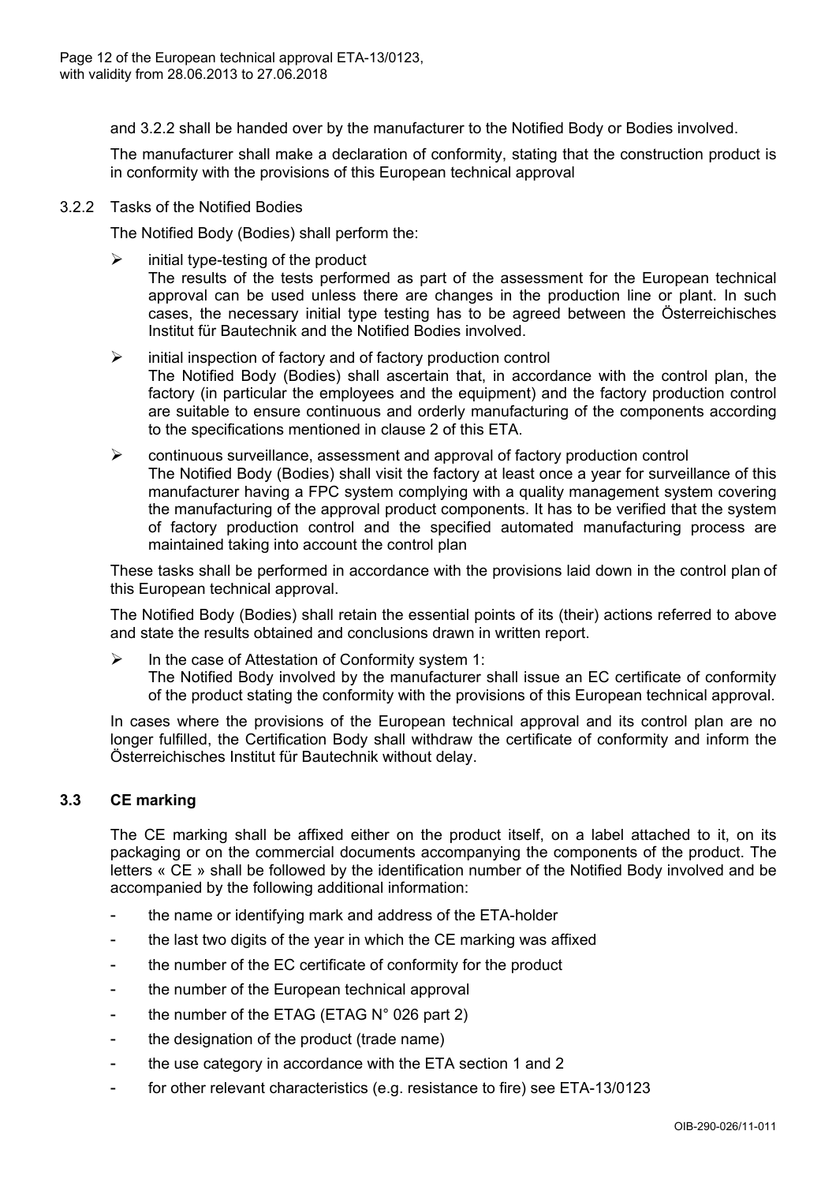and 3.2.2 shall be handed over by the manufacturer to the Notified Body or Bodies involved.

The manufacturer shall make a declaration of conformity, stating that the construction product is in conformity with the provisions of this European technical approval

3.2.2 Tasks of the Notified Bodies

The Notified Body (Bodies) shall perform the:

- initial type-testing of the product
  The results of the tests performed as part of the assessment for the European technical approval can be used unless there are changes in the production line or plant. In such cases, the necessary initial type testing has to be agreed between the Österreichisches Institut für Bautechnik and the Notified Bodies involved.
- initial inspection of factory and of factory production control
  The Notified Body (Bodies) shall ascertain that, in accordance with the control plan, the factory (in particular the employees and the equipment) and the factory production control are suitable to ensure continuous and orderly manufacturing of the components according to the specifications mentioned in clause 2 of this ETA.
- continuous surveillance, assessment and approval of factory production control
  The Notified Body (Bodies) shall visit the factory at least once a year for surveillance of this manufacturer having a FPC system complying with a quality management system covering the manufacturing of the approval product components. It has to be verified that the system of factory production control and the specified automated manufacturing process are maintained taking into account the control plan

These tasks shall be performed in accordance with the provisions laid down in the control plan of this European technical approval.

The Notified Body (Bodies) shall retain the essential points of its (their) actions referred to above and state the results obtained and conclusions drawn in written report.

- In the case of Attestation of Conformity system 1:
  The Notified Body involved by the manufacturer shall issue an EC certificate of conformity of the product stating the conformity with the provisions of this European technical approval.

In cases where the provisions of the European technical approval and its control plan are no longer fulfilled, the Certification Body shall withdraw the certificate of conformity and inform the Österreichisches Institut für Bautechnik without delay.

### 3.3 CE marking

The CE marking shall be affixed either on the product itself, on a label attached to it, on its packaging or on the commercial documents accompanying the components of the product. The letters « CE » shall be followed by the identification number of the Notified Body involved and be accompanied by the following additional information:

- the name or identifying mark and address of the ETA-holder
- the last two digits of the year in which the CE marking was affixed
- the number of the EC certificate of conformity for the product
- the number of the European technical approval
- the number of the ETAG (ETAG N° 026 part 2)
- the designation of the product (trade name)
- the use category in accordance with the ETA section 1 and 2
- for other relevant characteristics (e.g. resistance to fire) see ETA-13/0123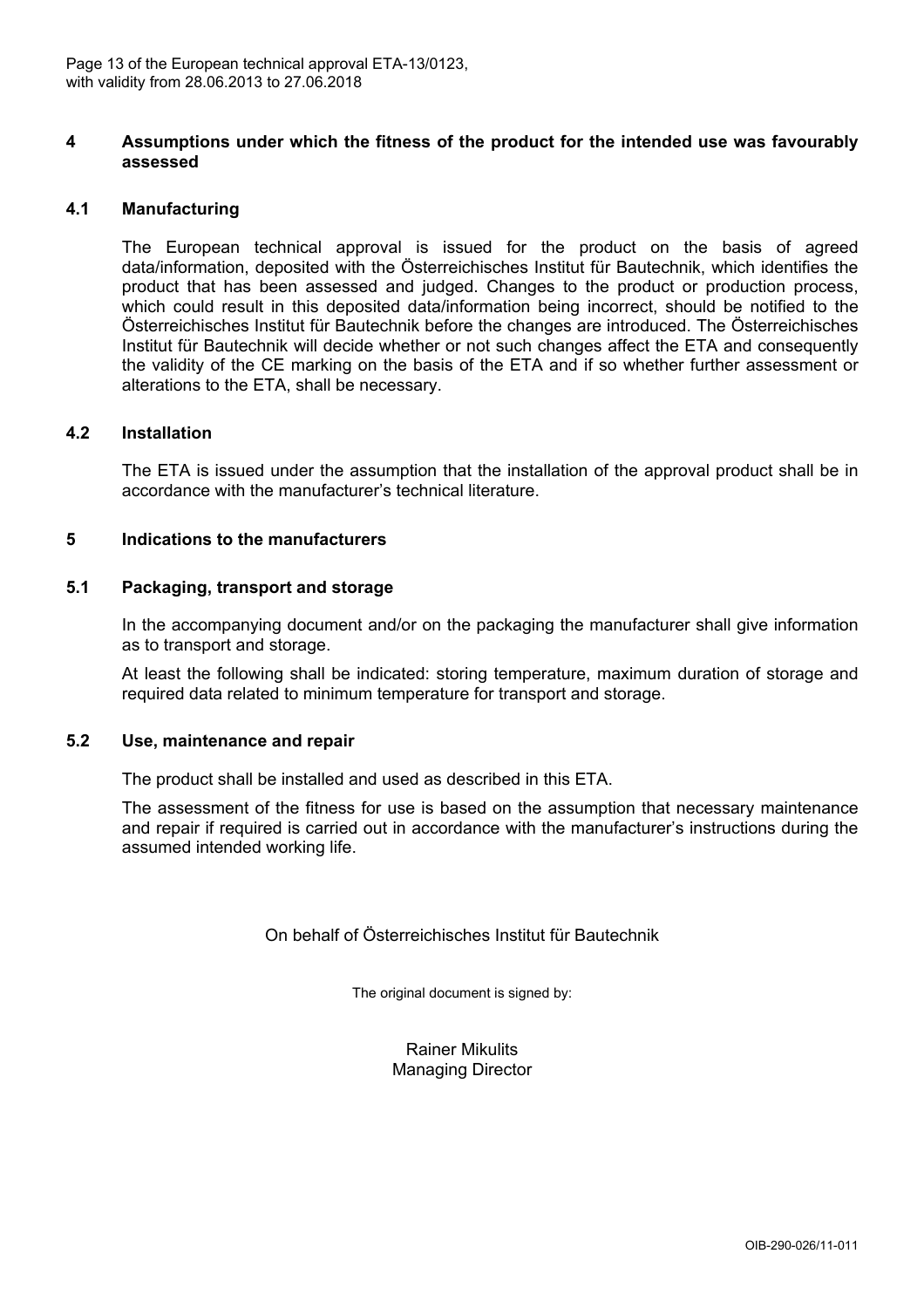## 4 Assumptions under which the fitness of the product for the intended use was favourably assessed

### 4.1 Manufacturing

The European technical approval is issued for the product on the basis of agreed data/information, deposited with the Österreichisches Institut für Bautechnik, which identifies the product that has been assessed and judged. Changes to the product or production process, which could result in this deposited data/information being incorrect, should be notified to the Österreichisches Institut für Bautechnik before the changes are introduced. The Österreichisches Institut für Bautechnik will decide whether or not such changes affect the ETA and consequently the validity of the CE marking on the basis of the ETA and if so whether further assessment or alterations to the ETA, shall be necessary.

### 4.2 Installation

The ETA is issued under the assumption that the installation of the approval product shall be in accordance with the manufacturer's technical literature.

## 5 Indications to the manufacturers

### 5.1 Packaging, transport and storage

In the accompanying document and/or on the packaging the manufacturer shall give information as to transport and storage.

At least the following shall be indicated: storing temperature, maximum duration of storage and required data related to minimum temperature for transport and storage.

### 5.2 Use, maintenance and repair

The product shall be installed and used as described in this ETA.

The assessment of the fitness for use is based on the assumption that necessary maintenance and repair if required is carried out in accordance with the manufacturer's instructions during the assumed intended working life.

On behalf of Österreichisches Institut für Bautechnik

The original document is signed by:

Rainer Mikulits
Managing Director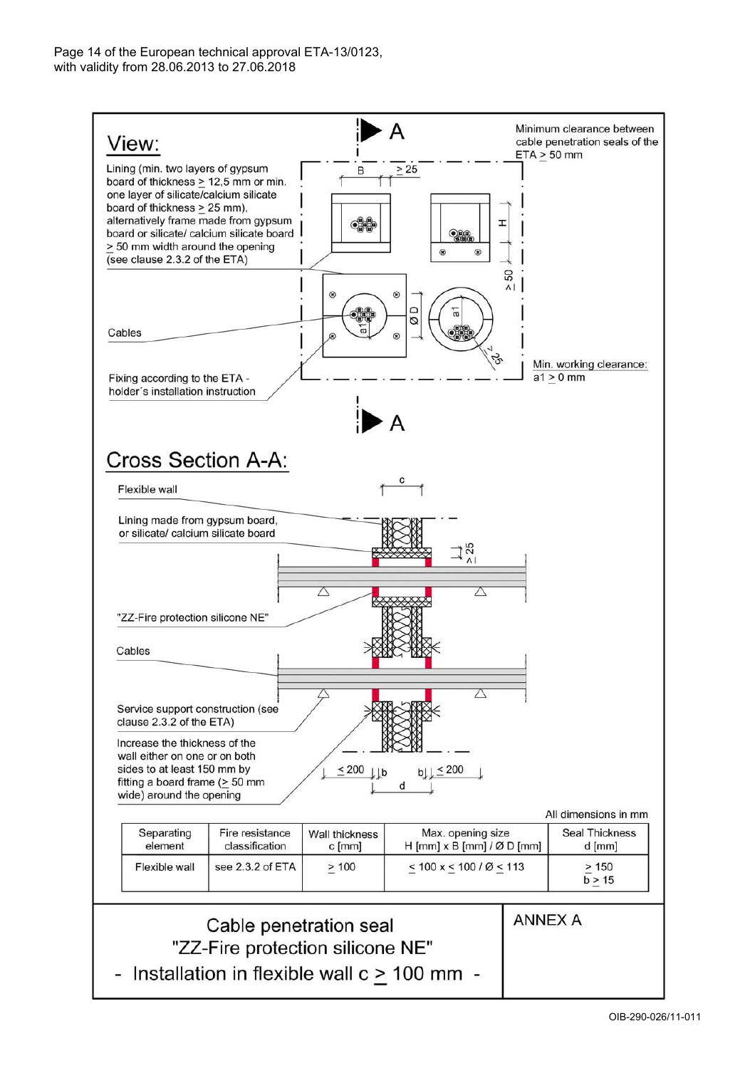## View:

Lining (min. two layers of gypsum board of thickness ≥ 12,5 mm or min. one layer of silicate/calcium silicate board of thickness ≥ 25 mm), alternatively frame made from gypsum board or silicate/ calcium silicate board ≥ 50 mm width around the opening (see clause 2.3.2 of the ETA)

Cables

Fixing according to the ETA - holder´s installation instruction

Minimum clearance between cable penetration seals of the ETA ≥ 50 mm

Min. working clearance: a1 ≥ 0 mm

A

B ≥ 25 H ≥ 50 Ø D a1 ≤ 25

## Cross Section A-A:

Flexible wall

Lining made from gypsum board, or silicate/ calcium silicate board

"ZZ-Fire protection silicone NE"

Cables

Service support construction (see clause 2.3.2 of the ETA)

Increase the thickness of the wall either on one or on both sides to at least 150 mm by fitting a board frame (≥ 50 mm wide) around the opening

c ≥ 25 ≤ 200 b d b ≤ 200

All dimensions in mm

| Separating element | Fire resistance classification | Wall thickness c [mm] | Max. opening size H [mm] x B [mm] / Ø D [mm] | Seal Thickness d [mm] |
|---|---|---|---|---|
| Flexible wall | see 2.3.2 of ETA | ≥ 100 | ≤ 100 x ≤ 100 / Ø ≤ 113 | ≥ 150<br>b ≥ 15 |

Cable penetration seal
"ZZ-Fire protection silicone NE"
- Installation in flexible wall c ≥ 100 mm -

ANNEX A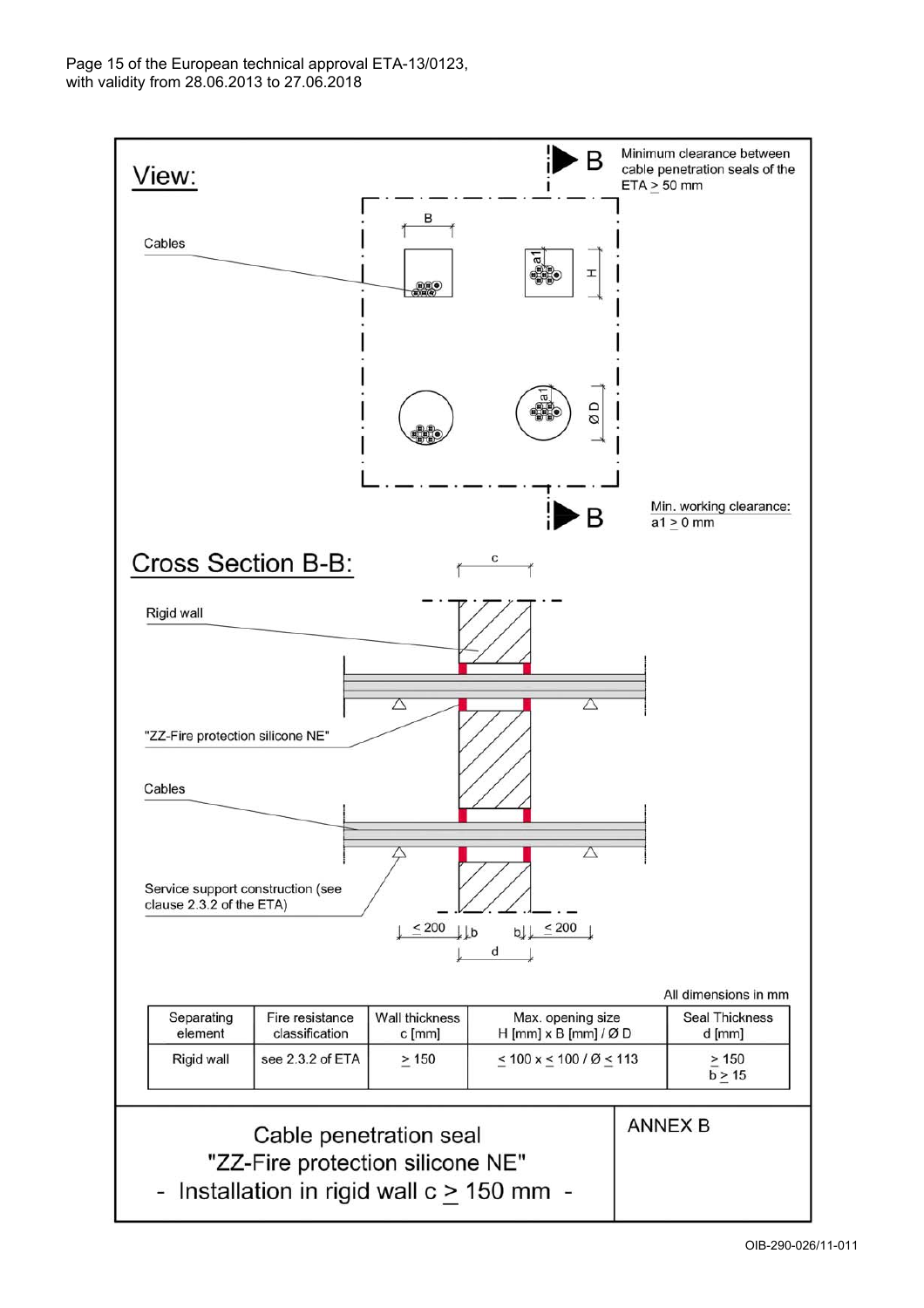View:

Minimum clearance between cable penetration seals of the ETA ≥ 50 mm

Cables

B

H

a1

ØD

Min. working clearance: a1 ≥ 0 mm

Cross Section B-B:

c

Rigid wall

"ZZ-Fire protection silicone NE"

Cables

Service support construction (see clause 2.3.2 of the ETA)

≤ 200 | b | b | ≤ 200

d

All dimensions in mm

| Separating element | Fire resistance classification | Wall thickness c [mm] | Max. opening size H [mm] x B [mm] / Ø D | Seal Thickness d [mm] |
|---|---|---|---|---|
| Rigid wall | see 2.3.2 of ETA | ≥ 150 | ≤ 100 x ≤ 100 / Ø ≤ 113 | ≥ 150<br>b ≥ 15 |

Cable penetration seal
"ZZ-Fire protection silicone NE"
- Installation in rigid wall c ≥ 150 mm -

ANNEX B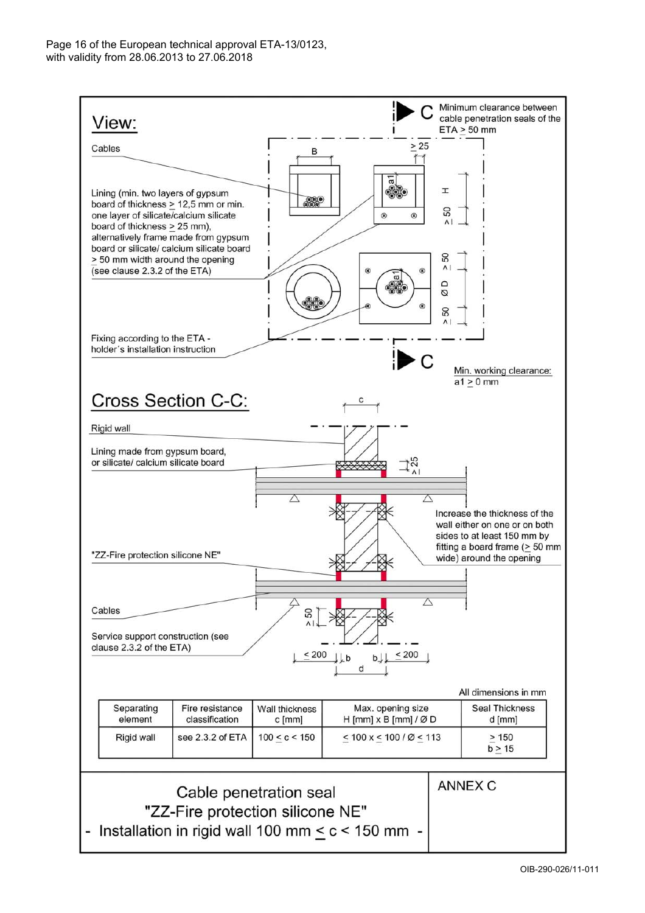## View:

C — Minimum clearance between cable penetration seals of the ETA ≥ 50 mm

Cables

Lining (min. two layers of gypsum board of thickness ≥ 12,5 mm or min. one layer of silicate/calcium silicate board of thickness ≥ 25 mm), alternatively frame made from gypsum board or silicate/ calcium silicate board ≥ 50 mm width around the opening (see clause 2.3.2 of the ETA)

Fixing according to the ETA - holder´s installation instruction

B ≥ 25 a1 H ≥ 50 ≥ 50 Ø D ≥ 50

Min. working clearance: a1 ≥ 0 mm

## Cross Section C-C:

c

Rigid wall

Lining made from gypsum board, or silicate/ calcium silicate board

≥ 25

Increase the thickness of the wall either on one or on both sides to at least 150 mm by fitting a board frame (≥ 50 mm wide) around the opening

"ZZ-Fire protection silicone NE"

Cables

Service support construction (see clause 2.3.2 of the ETA)

≥ 50 ≤ 200 b b ≤ 200 d

All dimensions in mm

| Separating element | Fire resistance classification | Wall thickness c [mm] | Max. opening size H [mm] x B [mm] / Ø D | Seal Thickness d [mm] |
|---|---|---|---|---|
| Rigid wall | see 2.3.2 of ETA | 100 ≤ c < 150 | ≤ 100 x ≤ 100 / Ø ≤ 113 | ≥ 150 b ≥ 15 |

Cable penetration seal
"ZZ-Fire protection silicone NE"
- Installation in rigid wall 100 mm ≤ c < 150 mm -

ANNEX C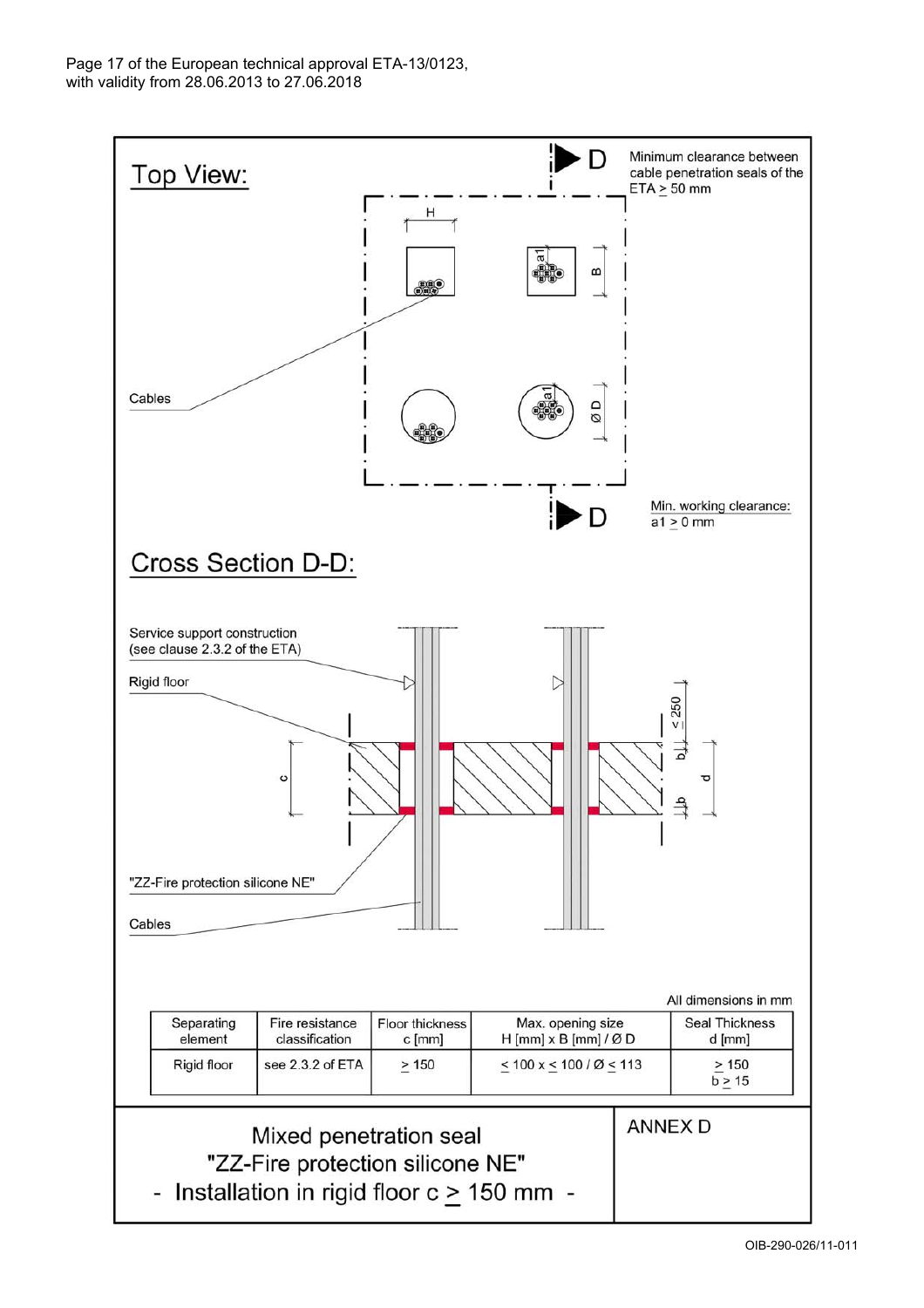## Top View:

Minimum clearance between cable penetration seals of the ETA ≥ 50 mm

H

a1

B

Cables

a1

Ø D

Min. working clearance:
a1 ≥ 0 mm

## Cross Section D-D:

Service support construction (see clause 2.3.2 of the ETA)

Rigid floor

c

≤ 250

b

d

b

"ZZ-Fire protection silicone NE"

Cables

All dimensions in mm

| Separating element | Fire resistance classification | Floor thickness c [mm] | Max. opening size H [mm] x B [mm] / Ø D | Seal Thickness d [mm] |
|---|---|---|---|---|
| Rigid floor | see 2.3.2 of ETA | ≥ 150 | ≤ 100 x ≤ 100 / Ø ≤ 113 | ≥ 150<br>b ≥ 15 |

Mixed penetration seal
"ZZ-Fire protection silicone NE"
- Installation in rigid floor c ≥ 150 mm -

ANNEX D

OIB-290-026/11-011